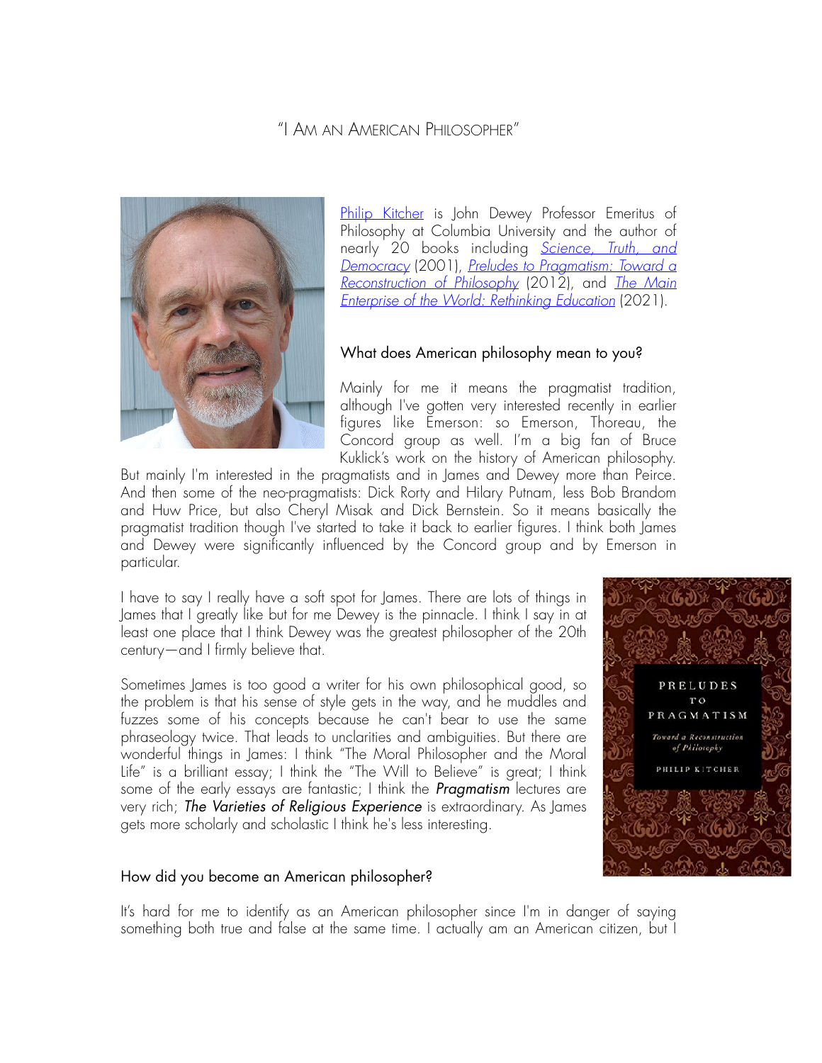# "I Am an American Philosopher"

Philip Kitcher is John Dewey Professor Emeritus of Philosophy at Columbia University and the author of nearly 20 books including *Science, Truth, and Democracy* (2001), *Preludes to Pragmatism: Toward a Reconstruction of Philosophy* (2012), and *The Main Enterprise of the World: Rethinking Education* (2021).

## What does American philosophy mean to you?

Mainly for me it means the pragmatist tradition, although I've gotten very interested recently in earlier figures like Emerson: so Emerson, Thoreau, the Concord group as well. I'm a big fan of Bruce Kuklick's work on the history of American philosophy. But mainly I'm interested in the pragmatists and in James and Dewey more than Peirce. And then some of the neo-pragmatists: Dick Rorty and Hilary Putnam, less Bob Brandom and Huw Price, but also Cheryl Misak and Dick Bernstein. So it means basically the pragmatist tradition though I've started to take it back to earlier figures. I think both James and Dewey were significantly influenced by the Concord group and by Emerson in particular.

I have to say I really have a soft spot for James. There are lots of things in James that I greatly like but for me Dewey is the pinnacle. I think I say in at least one place that I think Dewey was the greatest philosopher of the 20th century—and I firmly believe that.

Sometimes James is too good a writer for his own philosophical good, so the problem is that his sense of style gets in the way, and he muddles and fuzzes some of his concepts because he can't bear to use the same phraseology twice. That leads to unclarities and ambiguities. But there are wonderful things in James: I think "The Moral Philosopher and the Moral Life" is a brilliant essay; I think the "The Will to Believe" is great; I think some of the early essays are fantastic; I think the ***Pragmatism*** lectures are very rich; ***The Varieties of Religious Experience*** is extraordinary. As James gets more scholarly and scholastic I think he's less interesting.

## How did you become an American philosopher?

It's hard for me to identify as an American philosopher since I'm in danger of saying something both true and false at the same time. I actually am an American citizen, but I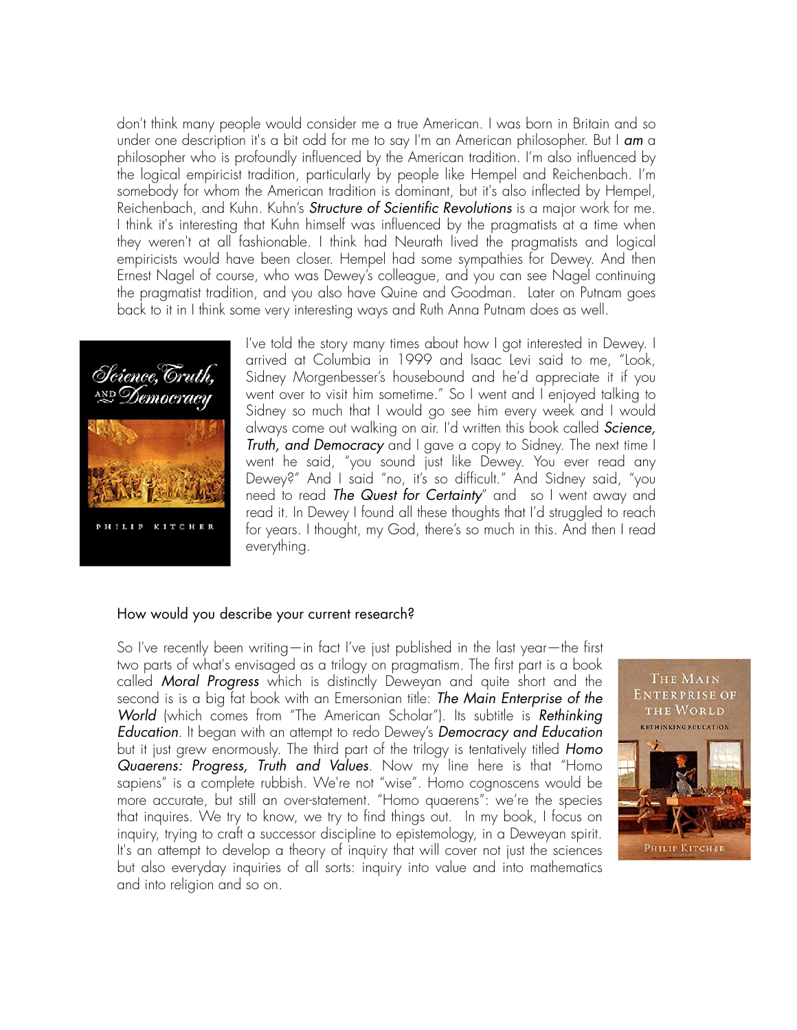don't think many people would consider me a true American. I was born in Britain and so under one description it's a bit odd for me to say I'm an American philosopher. But I ***am*** a philosopher who is profoundly influenced by the American tradition. I'm also influenced by the logical empiricist tradition, particularly by people like Hempel and Reichenbach. I'm somebody for whom the American tradition is dominant, but it's also inflected by Hempel, Reichenbach, and Kuhn. Kuhn's ***Structure of Scientific Revolutions*** is a major work for me. I think it's interesting that Kuhn himself was influenced by the pragmatists at a time when they weren't at all fashionable. I think had Neurath lived the pragmatists and logical empiricists would have been closer. Hempel had some sympathies for Dewey. And then Ernest Nagel of course, who was Dewey's colleague, and you can see Nagel continuing the pragmatist tradition, and you also have Quine and Goodman. Later on Putnam goes back to it in I think some very interesting ways and Ruth Anna Putnam does as well.

I've told the story many times about how I got interested in Dewey. I arrived at Columbia in 1999 and Isaac Levi said to me, "Look, Sidney Morgenbesser's housebound and he'd appreciate it if you went over to visit him sometime." So I went and I enjoyed talking to Sidney so much that I would go see him every week and I would always come out walking on air. I'd written this book called ***Science, Truth, and Democracy*** and I gave a copy to Sidney. The next time I went he said, "you sound just like Dewey. You ever read any Dewey?" And I said "no, it's so difficult." And Sidney said, "you need to read ***The Quest for Certainty***" and so I went away and read it. In Dewey I found all these thoughts that I'd struggled to reach for years. I thought, my God, there's so much in this. And then I read everything.

How would you describe your current research?

So I've recently been writing—in fact I've just published in the last year—the first two parts of what's envisaged as a trilogy on pragmatism. The first part is a book called ***Moral Progress*** which is distinctly Deweyan and quite short and the second is is a big fat book with an Emersonian title: ***The Main Enterprise of the World*** (which comes from "The American Scholar"). Its subtitle is ***Rethinking Education***. It began with an attempt to redo Dewey's ***Democracy and Education*** but it just grew enormously. The third part of the trilogy is tentatively titled ***Homo Quaerens: Progress, Truth and Values***. Now my line here is that "Homo sapiens" is a complete rubbish. We're not "wise". Homo cognoscens would be more accurate, but still an over-statement. "Homo quaerens": we're the species that inquires. We try to know, we try to find things out. In my book, I focus on inquiry, trying to craft a successor discipline to epistemology, in a Deweyan spirit. It's an attempt to develop a theory of inquiry that will cover not just the sciences but also everyday inquiries of all sorts: inquiry into value and into mathematics and into religion and so on.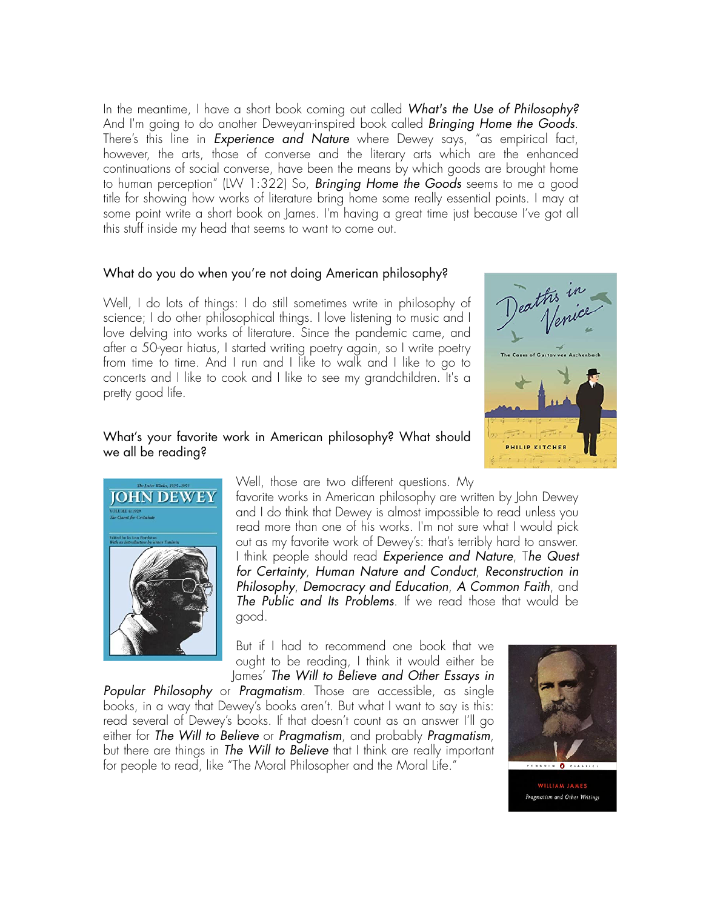In the meantime, I have a short book coming out called ***What's the Use of Philosophy?*** And I'm going to do another Deweyan-inspired book called ***Bringing Home the Goods***. There's this line in ***Experience and Nature*** where Dewey says, "as empirical fact, however, the arts, those of converse and the literary arts which are the enhanced continuations of social converse, have been the means by which goods are brought home to human perception" (LW 1:322) So, ***Bringing Home the Goods*** seems to me a good title for showing how works of literature bring home some really essential points. I may at some point write a short book on James. I'm having a great time just because I've got all this stuff inside my head that seems to want to come out.

### What do you do when you're not doing American philosophy?

Well, I do lots of things: I do still sometimes write in philosophy of science; I do other philosophical things. I love listening to music and I love delving into works of literature. Since the pandemic came, and after a 50-year hiatus, I started writing poetry again, so I write poetry from time to time. And I run and I like to walk and I like to go to concerts and I like to cook and I like to see my grandchildren. It's a pretty good life.

### What's your favorite work in American philosophy? What should we all be reading?

Well, those are two different questions. My favorite works in American philosophy are written by John Dewey and I do think that Dewey is almost impossible to read unless you read more than one of his works. I'm not sure what I would pick out as my favorite work of Dewey's: that's terribly hard to answer. I think people should read ***Experience and Nature***, ***The Quest for Certainty***, ***Human Nature and Conduct***, ***Reconstruction in Philosophy***, ***Democracy and Education***, ***A Common Faith***, and ***The Public and Its Problems***. If we read those that would be good.

But if I had to recommend one book that we ought to be reading, I think it would either be James' ***The Will to Believe and Other Essays in Popular Philosophy*** or ***Pragmatism***. Those are accessible, as single books, in a way that Dewey's books aren't. But what I want to say is this: read several of Dewey's books. If that doesn't count as an answer I'll go either for ***The Will to Believe*** or ***Pragmatism***, and probably ***Pragmatism***, but there are things in ***The Will to Believe*** that I think are really important for people to read, like "The Moral Philosopher and the Moral Life."